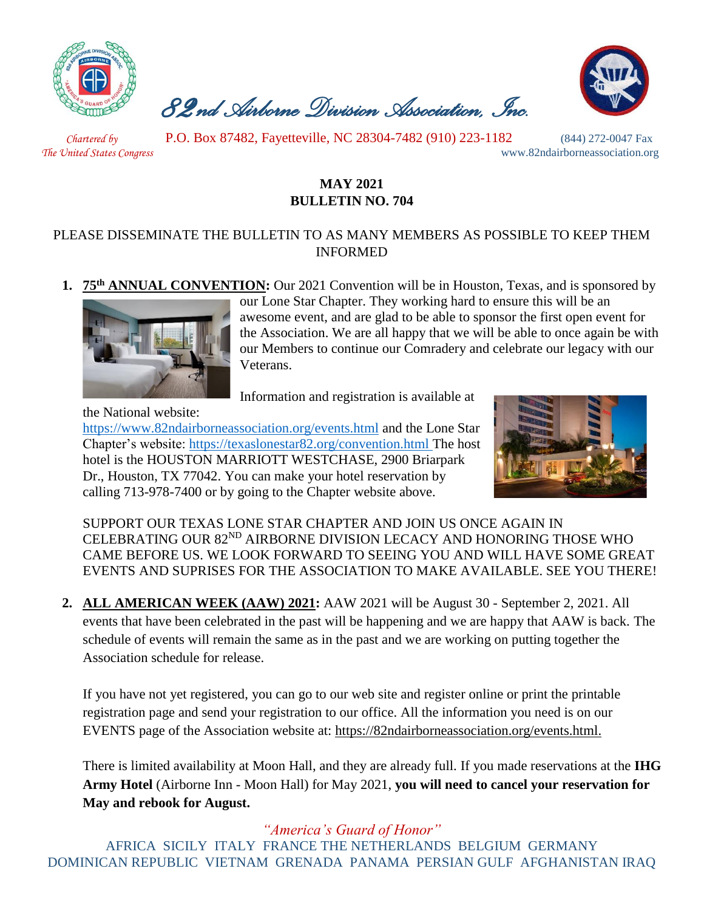# *82nd Airborne Division Association, Inc.*

*Chartered by The United States Congress*

P.O. Box 87482, Fayetteville, NC 28304-7482 (910) 223-1182

(844) 272-0047 Fax

www.82ndairborneassociation.org

**MAY 2021**
**BULLETIN NO. 704**

PLEASE DISSEMINATE THE BULLETIN TO AS MANY MEMBERS AS POSSIBLE TO KEEP THEM INFORMED

1. **75th ANNUAL CONVENTION:** Our 2021 Convention will be in Houston, Texas, and is sponsored by our Lone Star Chapter. They working hard to ensure this will be an awesome event, and are glad to be able to sponsor the first open event for the Association. We are all happy that we will be able to once again be with our Members to continue our Comradery and celebrate our legacy with our Veterans.

   Information and registration is available at the National website: https://www.82ndairborneassociation.org/events.html and the Lone Star Chapter's website: https://texaslonestar82.org/convention.html The host hotel is the HOUSTON MARRIOTT WESTCHASE, 2900 Briarpark Dr., Houston, TX 77042. You can make your hotel reservation by calling 713-978-7400 or by going to the Chapter website above.

   SUPPORT OUR TEXAS LONE STAR CHAPTER AND JOIN US ONCE AGAIN IN CELEBRATING OUR 82ND AIRBORNE DIVISION LECACY AND HONORING THOSE WHO CAME BEFORE US. WE LOOK FORWARD TO SEEING YOU AND WILL HAVE SOME GREAT EVENTS AND SUPRISES FOR THE ASSOCIATION TO MAKE AVAILABLE. SEE YOU THERE!

2. **ALL AMERICAN WEEK (AAW) 2021:** AAW 2021 will be August 30 - September 2, 2021. All events that have been celebrated in the past will be happening and we are happy that AAW is back. The schedule of events will remain the same as in the past and we are working on putting together the Association schedule for release.

   If you have not yet registered, you can go to our web site and register online or print the printable registration page and send your registration to our office. All the information you need is on our EVENTS page of the Association website at: https://82ndairborneassociation.org/events.html.

   There is limited availability at Moon Hall, and they are already full. If you made reservations at the **IHG Army Hotel** (Airborne Inn - Moon Hall) for May 2021, **you will need to cancel your reservation for May and rebook for August.**

*"America's Guard of Honor"*

AFRICA SICILY ITALY FRANCE THE NETHERLANDS BELGIUM GERMANY DOMINICAN REPUBLIC VIETNAM GRENADA PANAMA PERSIAN GULF AFGHANISTAN IRAQ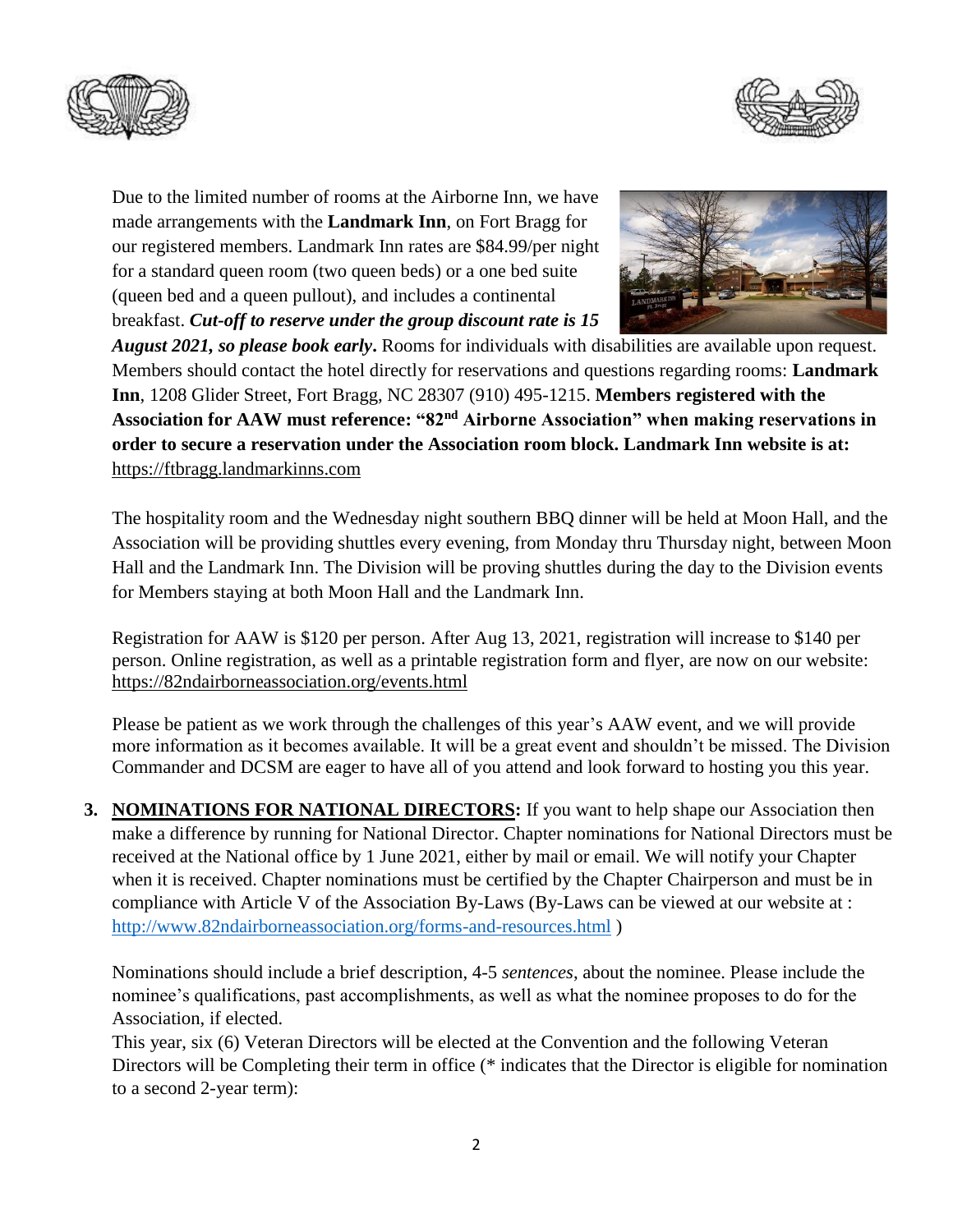Due to the limited number of rooms at the Airborne Inn, we have made arrangements with the **Landmark Inn**, on Fort Bragg for our registered members. Landmark Inn rates are $84.99/per night for a standard queen room (two queen beds) or a one bed suite (queen bed and a queen pullout), and includes a continental breakfast. ***Cut-off to reserve under the group discount rate is 15 August 2021, so please book early*.** Rooms for individuals with disabilities are available upon request. Members should contact the hotel directly for reservations and questions regarding rooms: **Landmark Inn**, 1208 Glider Street, Fort Bragg, NC 28307 (910) 495-1215. **Members registered with the Association for AAW must reference: "82nd Airborne Association" when making reservations in order to secure a reservation under the Association room block. Landmark Inn website is at:** https://ftbragg.landmarkinns.com

The hospitality room and the Wednesday night southern BBQ dinner will be held at Moon Hall, and the Association will be providing shuttles every evening, from Monday thru Thursday night, between Moon Hall and the Landmark Inn. The Division will be proving shuttles during the day to the Division events for Members staying at both Moon Hall and the Landmark Inn.

Registration for AAW is $120 per person. After Aug 13, 2021, registration will increase to $140 per person. Online registration, as well as a printable registration form and flyer, are now on our website: https://82ndairborneassociation.org/events.html

Please be patient as we work through the challenges of this year's AAW event, and we will provide more information as it becomes available. It will be a great event and shouldn't be missed. The Division Commander and DCSM are eager to have all of you attend and look forward to hosting you this year.

3. **NOMINATIONS FOR NATIONAL DIRECTORS:** If you want to help shape our Association then make a difference by running for National Director. Chapter nominations for National Directors must be received at the National office by 1 June 2021, either by mail or email. We will notify your Chapter when it is received. Chapter nominations must be certified by the Chapter Chairperson and must be in compliance with Article V of the Association By-Laws (By-Laws can be viewed at our website at : http://www.82ndairborneassociation.org/forms-and-resources.html )

   Nominations should include a brief description, 4-5 *sentences*, about the nominee. Please include the nominee's qualifications, past accomplishments, as well as what the nominee proposes to do for the Association, if elected.

   This year, six (6) Veteran Directors will be elected at the Convention and the following Veteran Directors will be Completing their term in office (* indicates that the Director is eligible for nomination to a second 2-year term):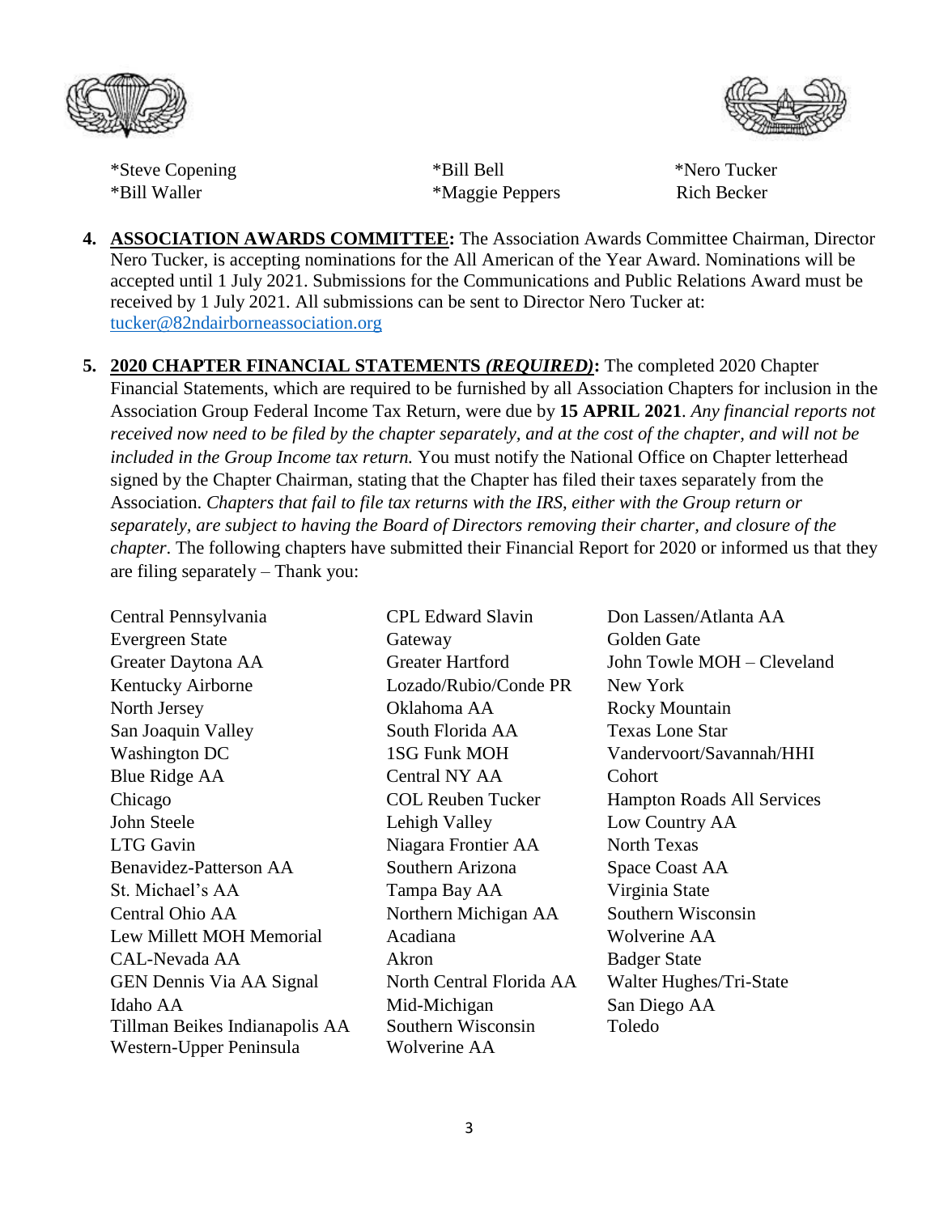| | | |
|---|---|---|
| *Steve Copening | *Bill Bell | *Nero Tucker |
| *Bill Waller | *Maggie Peppers | Rich Becker |

4. **ASSOCIATION AWARDS COMMITTEE:** The Association Awards Committee Chairman, Director Nero Tucker, is accepting nominations for the All American of the Year Award. Nominations will be accepted until 1 July 2021. Submissions for the Communications and Public Relations Award must be received by 1 July 2021. All submissions can be sent to Director Nero Tucker at: tucker@82ndairborneassociation.org

5. **2020 CHAPTER FINANCIAL STATEMENTS *(REQUIRED)*:** The completed 2020 Chapter Financial Statements, which are required to be furnished by all Association Chapters for inclusion in the Association Group Federal Income Tax Return, were due by **15 APRIL 2021**. *Any financial reports not received now need to be filed by the chapter separately, and at the cost of the chapter, and will not be included in the Group Income tax return.* You must notify the National Office on Chapter letterhead signed by the Chapter Chairman, stating that the Chapter has filed their taxes separately from the Association. *Chapters that fail to file tax returns with the IRS, either with the Group return or separately, are subject to having the Board of Directors removing their charter, and closure of the chapter.* The following chapters have submitted their Financial Report for 2020 or informed us that they are filing separately – Thank you:

| | | |
|---|---|---|
| Central Pennsylvania | CPL Edward Slavin | Don Lassen/Atlanta AA |
| Evergreen State | Gateway | Golden Gate |
| Greater Daytona AA | Greater Hartford | John Towle MOH – Cleveland |
| Kentucky Airborne | Lozado/Rubio/Conde PR | New York |
| North Jersey | Oklahoma AA | Rocky Mountain |
| San Joaquin Valley | South Florida AA | Texas Lone Star |
| Washington DC | 1SG Funk MOH | Vandervoort/Savannah/HHI |
| Blue Ridge AA | Central NY AA | Cohort |
| Chicago | COL Reuben Tucker | Hampton Roads All Services |
| John Steele | Lehigh Valley | Low Country AA |
| LTG Gavin | Niagara Frontier AA | North Texas |
| Benavidez-Patterson AA | Southern Arizona | Space Coast AA |
| St. Michael's AA | Tampa Bay AA | Virginia State |
| Central Ohio AA | Northern Michigan AA | Southern Wisconsin |
| Lew Millett MOH Memorial | Acadiana | Wolverine AA |
| CAL-Nevada AA | Akron | Badger State |
| GEN Dennis Via AA Signal | North Central Florida AA | Walter Hughes/Tri-State |
| Idaho AA | Mid-Michigan | San Diego AA |
| Tillman Beikes Indianapolis AA | Southern Wisconsin | Toledo |
| Western-Upper Peninsula | Wolverine AA | |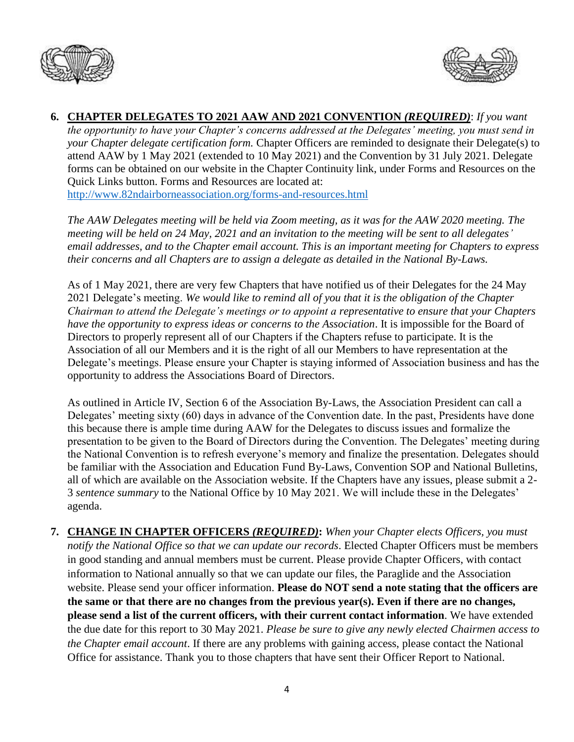6. **CHAPTER DELEGATES TO 2021 AAW AND 2021 CONVENTION *(REQUIRED)***: *If you want the opportunity to have your Chapter's concerns addressed at the Delegates' meeting, you must send in your Chapter delegate certification form.* Chapter Officers are reminded to designate their Delegate(s) to attend AAW by 1 May 2021 (extended to 10 May 2021) and the Convention by 31 July 2021. Delegate forms can be obtained on our website in the Chapter Continuity link, under Forms and Resources on the Quick Links button. Forms and Resources are located at: http://www.82ndairborneassociation.org/forms-and-resources.html

   *The AAW Delegates meeting will be held via Zoom meeting, as it was for the AAW 2020 meeting. The meeting will be held on 24 May, 2021 and an invitation to the meeting will be sent to all delegates' email addresses, and to the Chapter email account. This is an important meeting for Chapters to express their concerns and all Chapters are to assign a delegate as detailed in the National By-Laws.*

   As of 1 May 2021, there are very few Chapters that have notified us of their Delegates for the 24 May 2021 Delegate's meeting. *We would like to remind all of you that it is the obligation of the Chapter Chairman to attend the Delegate's meetings or to appoint a representative to ensure that your Chapters have the opportunity to express ideas or concerns to the Association*. It is impossible for the Board of Directors to properly represent all of our Chapters if the Chapters refuse to participate. It is the Association of all our Members and it is the right of all our Members to have representation at the Delegate's meetings. Please ensure your Chapter is staying informed of Association business and has the opportunity to address the Associations Board of Directors.

   As outlined in Article IV, Section 6 of the Association By-Laws, the Association President can call a Delegates' meeting sixty (60) days in advance of the Convention date. In the past, Presidents have done this because there is ample time during AAW for the Delegates to discuss issues and formalize the presentation to be given to the Board of Directors during the Convention. The Delegates' meeting during the National Convention is to refresh everyone's memory and finalize the presentation. Delegates should be familiar with the Association and Education Fund By-Laws, Convention SOP and National Bulletins, all of which are available on the Association website. If the Chapters have any issues, please submit a 2-3 *sentence summary* to the National Office by 10 May 2021. We will include these in the Delegates' agenda.

7. **CHANGE IN CHAPTER OFFICERS *(REQUIRED)*:** *When your Chapter elects Officers, you must notify the National Office so that we can update our records*. Elected Chapter Officers must be members in good standing and annual members must be current. Please provide Chapter Officers, with contact information to National annually so that we can update our files, the Paraglide and the Association website. Please send your officer information. **Please do NOT send a note stating that the officers are the same or that there are no changes from the previous year(s). Even if there are no changes, please send a list of the current officers, with their current contact information**. We have extended the due date for this report to 30 May 2021. *Please be sure to give any newly elected Chairmen access to the Chapter email account*. If there are any problems with gaining access, please contact the National Office for assistance. Thank you to those chapters that have sent their Officer Report to National.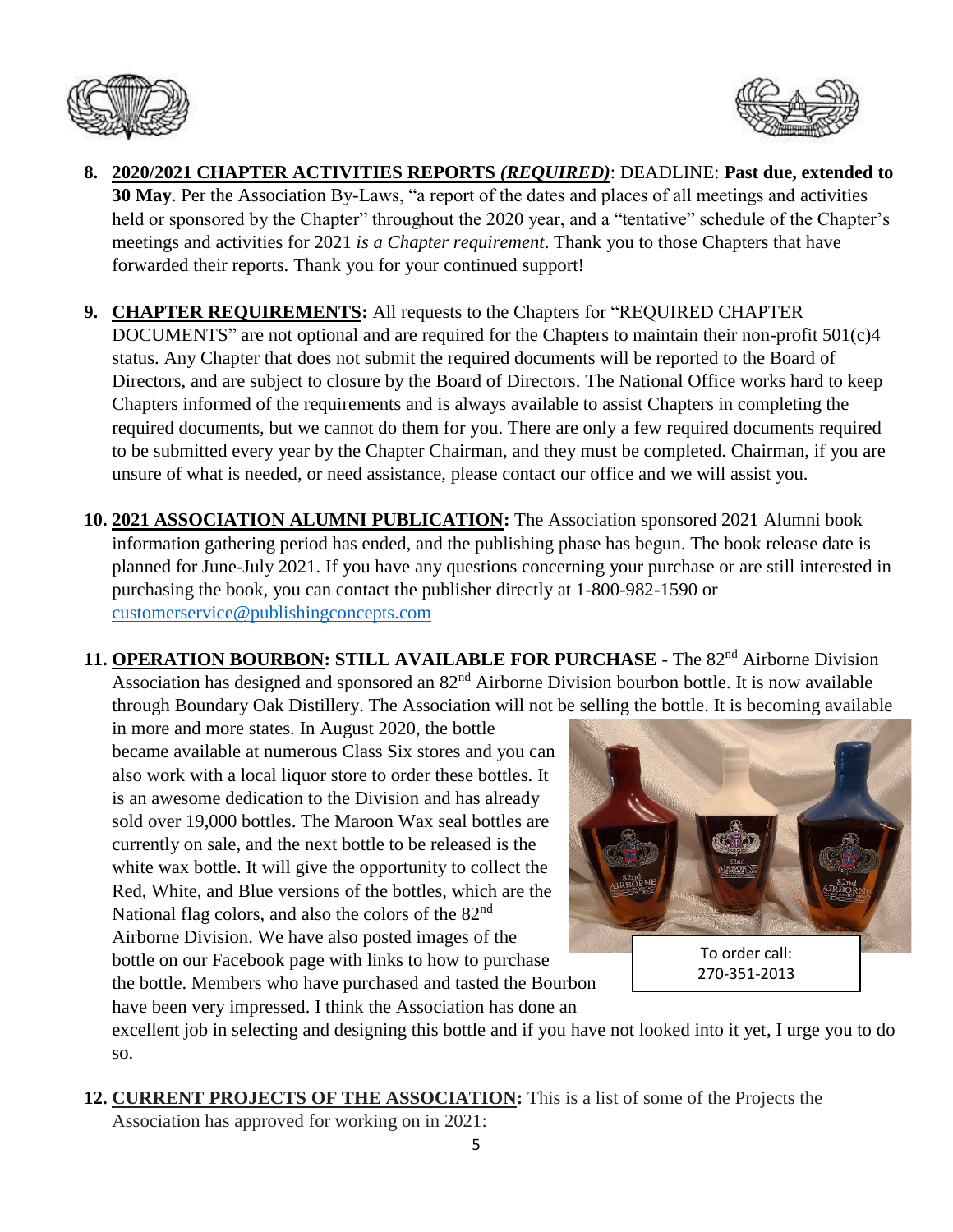8. **<u>2020/2021 CHAPTER ACTIVITIES REPORTS</u> *<u>(REQUIRED)</u>***: DEADLINE: **Past due, extended to 30 May**. Per the Association By-Laws, "a report of the dates and places of all meetings and activities held or sponsored by the Chapter" throughout the 2020 year, and a "tentative" schedule of the Chapter's meetings and activities for 2021 *is a Chapter requirement*. Thank you to those Chapters that have forwarded their reports. Thank you for your continued support!

9. **<u>CHAPTER REQUIREMENTS</u>:** All requests to the Chapters for "REQUIRED CHAPTER DOCUMENTS" are not optional and are required for the Chapters to maintain their non-profit 501(c)4 status. Any Chapter that does not submit the required documents will be reported to the Board of Directors, and are subject to closure by the Board of Directors. The National Office works hard to keep Chapters informed of the requirements and is always available to assist Chapters in completing the required documents, but we cannot do them for you. There are only a few required documents required to be submitted every year by the Chapter Chairman, and they must be completed. Chairman, if you are unsure of what is needed, or need assistance, please contact our office and we will assist you.

10. **<u>2021 ASSOCIATION ALUMNI PUBLICATION</u>:** The Association sponsored 2021 Alumni book information gathering period has ended, and the publishing phase has begun. The book release date is planned for June-July 2021. If you have any questions concerning your purchase or are still interested in purchasing the book, you can contact the publisher directly at 1-800-982-1590 or customerservice@publishingconcepts.com

11. **<u>OPERATION BOURBON</u>: STILL AVAILABLE FOR PURCHASE -** The 82nd Airborne Division Association has designed and sponsored an 82nd Airborne Division bourbon bottle. It is now available through Boundary Oak Distillery. The Association will not be selling the bottle. It is becoming available in more and more states. In August 2020, the bottle became available at numerous Class Six stores and you can also work with a local liquor store to order these bottles. It is an awesome dedication to the Division and has already sold over 19,000 bottles. The Maroon Wax seal bottles are currently on sale, and the next bottle to be released is the white wax bottle. It will give the opportunity to collect the Red, White, and Blue versions of the bottles, which are the National flag colors, and also the colors of the 82nd Airborne Division. We have also posted images of the bottle on our Facebook page with links to how to purchase the bottle. Members who have purchased and tasted the Bourbon have been very impressed. I think the Association has done an excellent job in selecting and designing this bottle and if you have not looked into it yet, I urge you to do so.

    To order call: 270-351-2013

12. **<u>CURRENT PROJECTS OF THE ASSOCIATION</u>:** This is a list of some of the Projects the Association has approved for working on in 2021: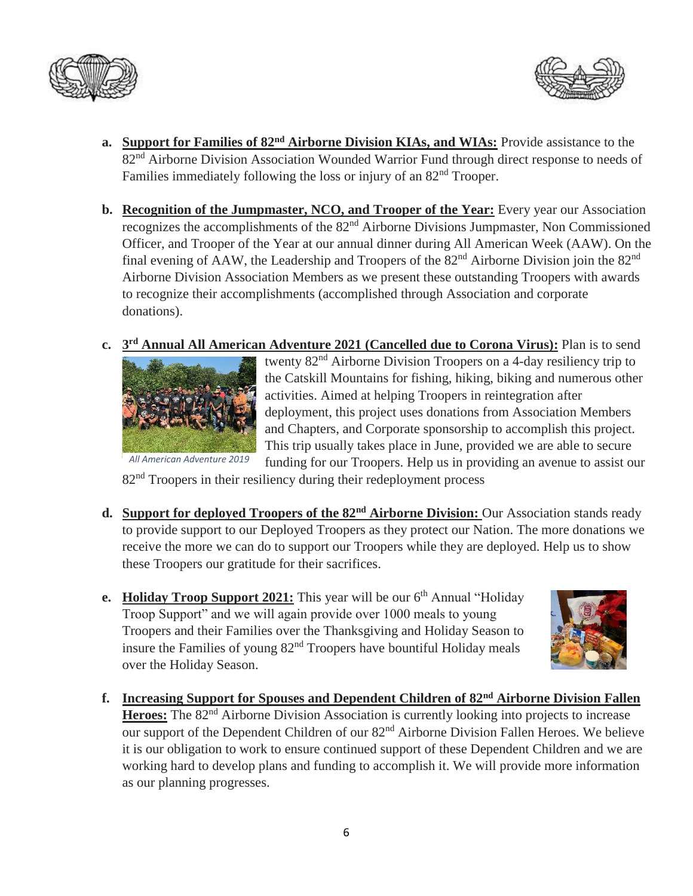a. **<u>Support for Families of 82nd Airborne Division KIAs, and WIAs:</u>** Provide assistance to the 82nd Airborne Division Association Wounded Warrior Fund through direct response to needs of Families immediately following the loss or injury of an 82nd Trooper.

b. **<u>Recognition of the Jumpmaster, NCO, and Trooper of the Year:</u>** Every year our Association recognizes the accomplishments of the 82nd Airborne Divisions Jumpmaster, Non Commissioned Officer, and Trooper of the Year at our annual dinner during All American Week (AAW). On the final evening of AAW, the Leadership and Troopers of the 82nd Airborne Division join the 82nd Airborne Division Association Members as we present these outstanding Troopers with awards to recognize their accomplishments (accomplished through Association and corporate donations).

c. **<u>3rd Annual All American Adventure 2021 (Cancelled due to Corona Virus):</u>** Plan is to send twenty 82nd Airborne Division Troopers on a 4-day resiliency trip to the Catskill Mountains for fishing, hiking, biking and numerous other activities. Aimed at helping Troopers in reintegration after deployment, this project uses donations from Association Members and Chapters, and Corporate sponsorship to accomplish this project. This trip usually takes place in June, provided we are able to secure funding for our Troopers. Help us in providing an avenue to assist our 82nd Troopers in their resiliency during their redeployment process

*All American Adventure 2019*

d. **<u>Support for deployed Troopers of the 82nd Airborne Division:</u>** Our Association stands ready to provide support to our Deployed Troopers as they protect our Nation. The more donations we receive the more we can do to support our Troopers while they are deployed. Help us to show these Troopers our gratitude for their sacrifices.

e. **<u>Holiday Troop Support 2021:</u>** This year will be our 6th Annual "Holiday Troop Support" and we will again provide over 1000 meals to young Troopers and their Families over the Thanksgiving and Holiday Season to insure the Families of young 82nd Troopers have bountiful Holiday meals over the Holiday Season.

f. **<u>Increasing Support for Spouses and Dependent Children of 82nd Airborne Division Fallen Heroes:</u>** The 82nd Airborne Division Association is currently looking into projects to increase our support of the Dependent Children of our 82nd Airborne Division Fallen Heroes. We believe it is our obligation to work to ensure continued support of these Dependent Children and we are working hard to develop plans and funding to accomplish it. We will provide more information as our planning progresses.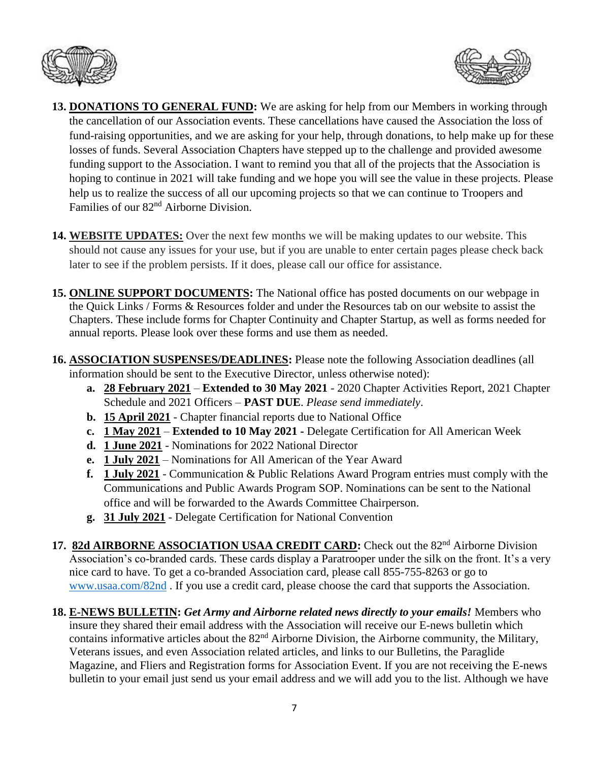13. **<u>DONATIONS TO GENERAL FUND</u>:** We are asking for help from our Members in working through the cancellation of our Association events. These cancellations have caused the Association the loss of fund-raising opportunities, and we are asking for your help, through donations, to help make up for these losses of funds. Several Association Chapters have stepped up to the challenge and provided awesome funding support to the Association. I want to remind you that all of the projects that the Association is hoping to continue in 2021 will take funding and we hope you will see the value in these projects. Please help us to realize the success of all our upcoming projects so that we can continue to Troopers and Families of our 82nd Airborne Division.

14. **<u>WEBSITE UPDATES:</u>** Over the next few months we will be making updates to our website. This should not cause any issues for your use, but if you are unable to enter certain pages please check back later to see if the problem persists. If it does, please call our office for assistance.

15. **<u>ONLINE SUPPORT DOCUMENTS</u>:** The National office has posted documents on our webpage in the Quick Links / Forms & Resources folder and under the Resources tab on our website to assist the Chapters. These include forms for Chapter Continuity and Chapter Startup, as well as forms needed for annual reports. Please look over these forms and use them as needed.

16. **<u>ASSOCIATION SUSPENSES/DEADLINES</u>:** Please note the following Association deadlines (all information should be sent to the Executive Director, unless otherwise noted):
    a. **<u>28 February 2021</u>** – **Extended to 30 May 2021** - 2020 Chapter Activities Report, 2021 Chapter Schedule and 2021 Officers – **PAST DUE**. *Please send immediately*.
    b. **<u>15 April 2021</u>** - Chapter financial reports due to National Office
    c. **<u>1 May 2021</u>** – **Extended to 10 May 2021 -** Delegate Certification for All American Week
    d. **<u>1 June 2021</u>** - Nominations for 2022 National Director
    e. **<u>1 July 2021</u>** – Nominations for All American of the Year Award
    f. **<u>1 July 2021</u>** - Communication & Public Relations Award Program entries must comply with the Communications and Public Awards Program SOP. Nominations can be sent to the National office and will be forwarded to the Awards Committee Chairperson.
    g. **<u>31 July 2021</u>** - Delegate Certification for National Convention

17. **<u>82d AIRBORNE ASSOCIATION USAA CREDIT CARD</u>:** Check out the 82nd Airborne Division Association's co-branded cards. These cards display a Paratrooper under the silk on the front. It's a very nice card to have. To get a co-branded Association card, please call 855-755-8263 or go to www.usaa.com/82nd . If you use a credit card, please choose the card that supports the Association.

18. **<u>E-NEWS BULLETIN</u>:** ***Get Army and Airborne related news directly to your emails!*** Members who insure they shared their email address with the Association will receive our E-news bulletin which contains informative articles about the 82nd Airborne Division, the Airborne community, the Military, Veterans issues, and even Association related articles, and links to our Bulletins, the Paraglide Magazine, and Fliers and Registration forms for Association Event. If you are not receiving the E-news bulletin to your email just send us your email address and we will add you to the list. Although we have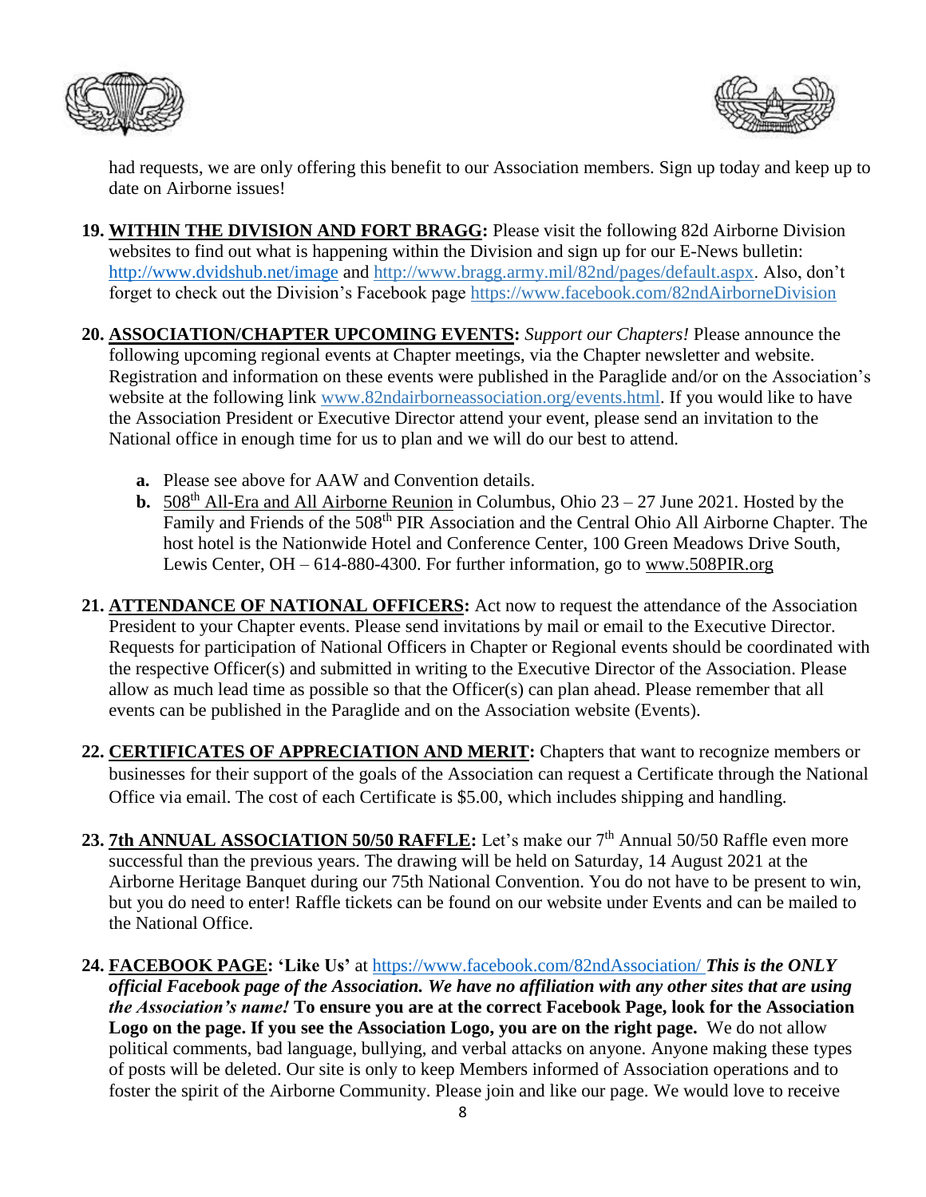had requests, we are only offering this benefit to our Association members. Sign up today and keep up to date on Airborne issues!

19. **WITHIN THE DIVISION AND FORT BRAGG:** Please visit the following 82d Airborne Division websites to find out what is happening within the Division and sign up for our E-News bulletin: http://www.dvidshub.net/image and http://www.bragg.army.mil/82nd/pages/default.aspx. Also, don't forget to check out the Division's Facebook page https://www.facebook.com/82ndAirborneDivision

20. **ASSOCIATION/CHAPTER UPCOMING EVENTS:** *Support our Chapters!* Please announce the following upcoming regional events at Chapter meetings, via the Chapter newsletter and website. Registration and information on these events were published in the Paraglide and/or on the Association's website at the following link www.82ndairborneassociation.org/events.html. If you would like to have the Association President or Executive Director attend your event, please send an invitation to the National office in enough time for us to plan and we will do our best to attend.

    a. Please see above for AAW and Convention details.
    b. 508th All-Era and All Airborne Reunion in Columbus, Ohio 23 – 27 June 2021. Hosted by the Family and Friends of the 508th PIR Association and the Central Ohio All Airborne Chapter. The host hotel is the Nationwide Hotel and Conference Center, 100 Green Meadows Drive South, Lewis Center, OH – 614-880-4300. For further information, go to www.508PIR.org

21. **ATTENDANCE OF NATIONAL OFFICERS:** Act now to request the attendance of the Association President to your Chapter events. Please send invitations by mail or email to the Executive Director. Requests for participation of National Officers in Chapter or Regional events should be coordinated with the respective Officer(s) and submitted in writing to the Executive Director of the Association. Please allow as much lead time as possible so that the Officer(s) can plan ahead. Please remember that all events can be published in the Paraglide and on the Association website (Events).

22. **CERTIFICATES OF APPRECIATION AND MERIT:** Chapters that want to recognize members or businesses for their support of the goals of the Association can request a Certificate through the National Office via email. The cost of each Certificate is $5.00, which includes shipping and handling.

23. **7th ANNUAL ASSOCIATION 50/50 RAFFLE:** Let's make our 7th Annual 50/50 Raffle even more successful than the previous years. The drawing will be held on Saturday, 14 August 2021 at the Airborne Heritage Banquet during our 75th National Convention. You do not have to be present to win, but you do need to enter! Raffle tickets can be found on our website under Events and can be mailed to the National Office.

24. **FACEBOOK PAGE: 'Like Us'** at https://www.facebook.com/82ndAssociation/ ***This is the ONLY official Facebook page of the Association. We have no affiliation with any other sites that are using the Association's name!*** **To ensure you are at the correct Facebook Page, look for the Association Logo on the page. If you see the Association Logo, you are on the right page.** We do not allow political comments, bad language, bullying, and verbal attacks on anyone. Anyone making these types of posts will be deleted. Our site is only to keep Members informed of Association operations and to foster the spirit of the Airborne Community. Please join and like our page. We would love to receive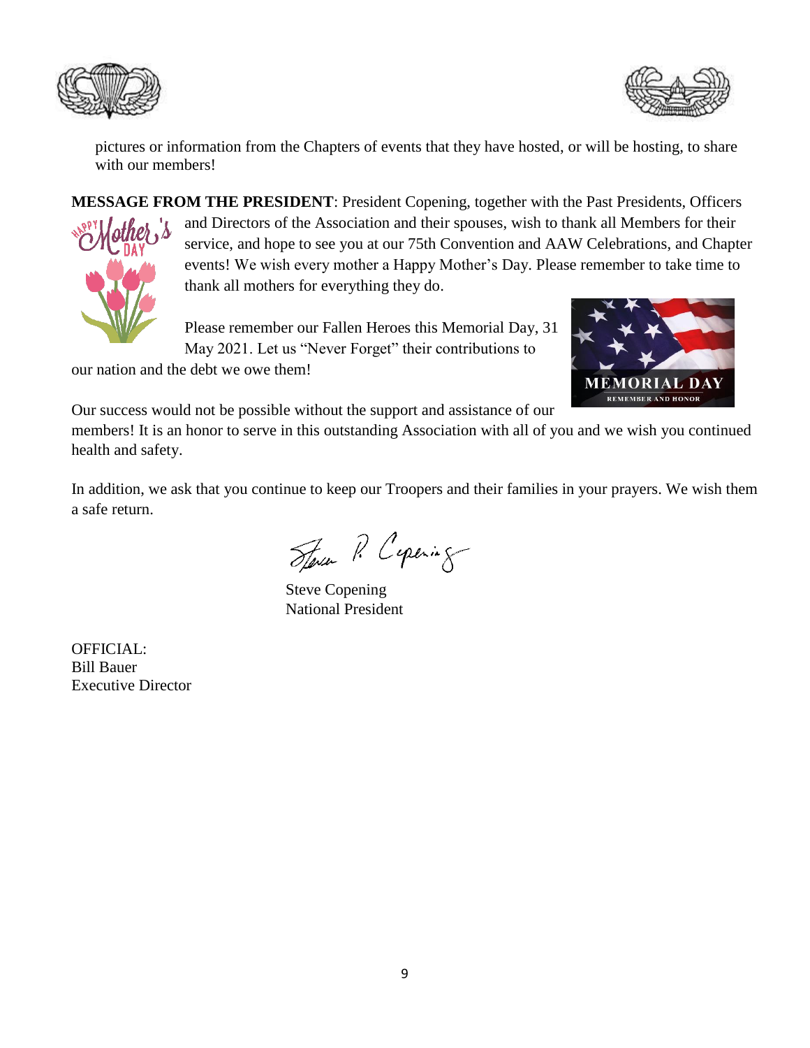pictures or information from the Chapters of events that they have hosted, or will be hosting, to share with our members!

**MESSAGE FROM THE PRESIDENT**: President Copening, together with the Past Presidents, Officers and Directors of the Association and their spouses, wish to thank all Members for their service, and hope to see you at our 75th Convention and AAW Celebrations, and Chapter events! We wish every mother a Happy Mother's Day. Please remember to take time to thank all mothers for everything they do.

Please remember our Fallen Heroes this Memorial Day, 31 May 2021. Let us "Never Forget" their contributions to our nation and the debt we owe them!

Our success would not be possible without the support and assistance of our members! It is an honor to serve in this outstanding Association with all of you and we wish you continued health and safety.

In addition, we ask that you continue to keep our Troopers and their families in your prayers. We wish them a safe return.

Steve Copening
National President

OFFICIAL:
Bill Bauer
Executive Director